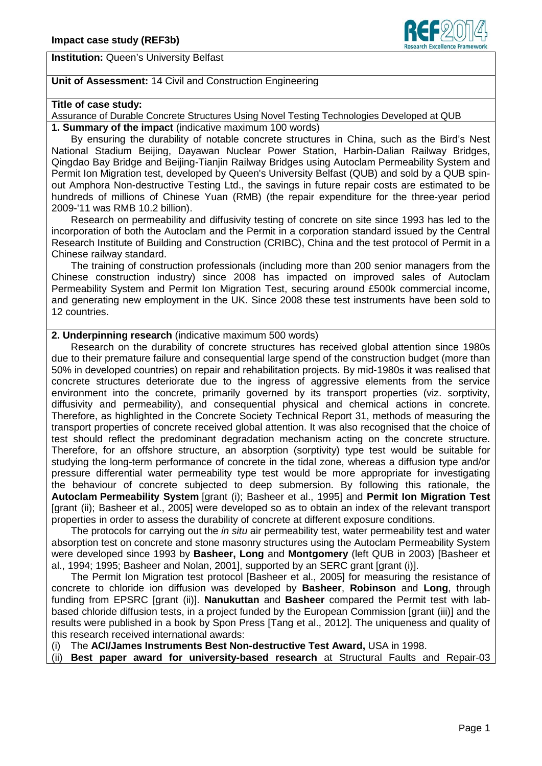**Impact case study (REF3b)**

**Institution:** Queen's University Belfast

**Unit of Assessment:** 14 Civil and Construction Engineering

**Title of case study:**

Assurance of Durable Concrete Structures Using Novel Testing Technologies Developed at QUB

## 1. Summary of the impact (indicative maximum 100 words)

By ensuring the durability of notable concrete structures in China, such as the Bird's Nest National Stadium Beijing, Dayawan Nuclear Power Station, Harbin-Dalian Railway Bridges, Qingdao Bay Bridge and Beijing-Tianjin Railway Bridges using Autoclam Permeability System and Permit Ion Migration test, developed by Queen's University Belfast (QUB) and sold by a QUB spin-out Amphora Non-destructive Testing Ltd., the savings in future repair costs are estimated to be hundreds of millions of Chinese Yuan (RMB) (the repair expenditure for the three-year period 2009-'11 was RMB 10.2 billion).

Research on permeability and diffusivity testing of concrete on site since 1993 has led to the incorporation of both the Autoclam and the Permit in a corporation standard issued by the Central Research Institute of Building and Construction (CRIBC), China and the test protocol of Permit in a Chinese railway standard.

The training of construction professionals (including more than 200 senior managers from the Chinese construction industry) since 2008 has impacted on improved sales of Autoclam Permeability System and Permit Ion Migration Test, securing around £500k commercial income, and generating new employment in the UK. Since 2008 these test instruments have been sold to 12 countries.

## 2. Underpinning research (indicative maximum 500 words)

Research on the durability of concrete structures has received global attention since 1980s due to their premature failure and consequential large spend of the construction budget (more than 50% in developed countries) on repair and rehabilitation projects. By mid-1980s it was realised that concrete structures deteriorate due to the ingress of aggressive elements from the service environment into the concrete, primarily governed by its transport properties (viz. sorptivity, diffusivity and permeability), and consequential physical and chemical actions in concrete. Therefore, as highlighted in the Concrete Society Technical Report 31, methods of measuring the transport properties of concrete received global attention. It was also recognised that the choice of test should reflect the predominant degradation mechanism acting on the concrete structure. Therefore, for an offshore structure, an absorption (sorptivity) type test would be suitable for studying the long-term performance of concrete in the tidal zone, whereas a diffusion type and/or pressure differential water permeability type test would be more appropriate for investigating the behaviour of concrete subjected to deep submersion. By following this rationale, the **Autoclam Permeability System** [grant (i); Basheer et al., 1995] and **Permit Ion Migration Test** [grant (ii); Basheer et al., 2005] were developed so as to obtain an index of the relevant transport properties in order to assess the durability of concrete at different exposure conditions.

The protocols for carrying out the *in situ* air permeability test, water permeability test and water absorption test on concrete and stone masonry structures using the Autoclam Permeability System were developed since 1993 by **Basheer, Long** and **Montgomery** (left QUB in 2003) [Basheer et al., 1994; 1995; Basheer and Nolan, 2001], supported by an SERC grant [grant (i)].

The Permit Ion Migration test protocol [Basheer et al., 2005] for measuring the resistance of concrete to chloride ion diffusion was developed by **Basheer**, **Robinson** and **Long**, through funding from EPSRC [grant (ii)]. **Nanukuttan** and **Basheer** compared the Permit test with lab-based chloride diffusion tests, in a project funded by the European Commission [grant (iii)] and the results were published in a book by Spon Press [Tang et al., 2012]. The uniqueness and quality of this research received international awards:

(i) The **ACI/James Instruments Best Non-destructive Test Award,** USA in 1998.

(ii) **Best paper award for university-based research** at Structural Faults and Repair-03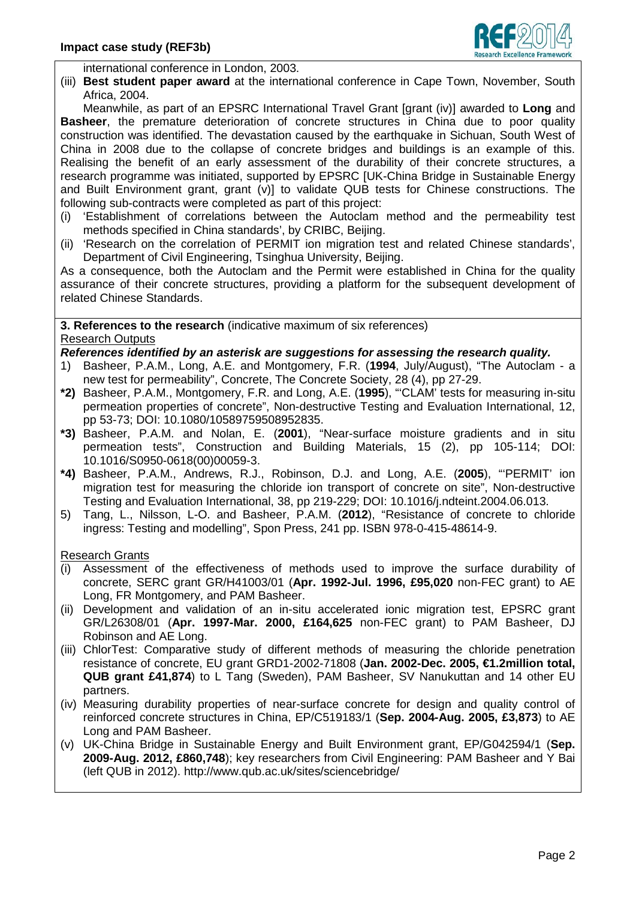international conference in London, 2003.

(iii) **Best student paper award** at the international conference in Cape Town, November, South Africa, 2004.

Meanwhile, as part of an EPSRC International Travel Grant [grant (iv)] awarded to **Long** and **Basheer**, the premature deterioration of concrete structures in China due to poor quality construction was identified. The devastation caused by the earthquake in Sichuan, South West of China in 2008 due to the collapse of concrete bridges and buildings is an example of this. Realising the benefit of an early assessment of the durability of their concrete structures, a research programme was initiated, supported by EPSRC [UK-China Bridge in Sustainable Energy and Built Environment grant, grant (v)] to validate QUB tests for Chinese constructions. The following sub-contracts were completed as part of this project:

(i) 'Establishment of correlations between the Autoclam method and the permeability test methods specified in China standards', by CRIBC, Beijing.

(ii) 'Research on the correlation of PERMIT ion migration test and related Chinese standards', Department of Civil Engineering, Tsinghua University, Beijing.

As a consequence, both the Autoclam and the Permit were established in China for the quality assurance of their concrete structures, providing a platform for the subsequent development of related Chinese Standards.

**3. References to the research** (indicative maximum of six references)

Research Outputs

***References identified by an asterisk are suggestions for assessing the research quality.***

1) Basheer, P.A.M., Long, A.E. and Montgomery, F.R. (**1994**, July/August), "The Autoclam - a new test for permeability", Concrete, The Concrete Society, 28 (4), pp 27-29.

**\*2)** Basheer, P.A.M., Montgomery, F.R. and Long, A.E. (**1995**), "'CLAM' tests for measuring in-situ permeation properties of concrete", Non-destructive Testing and Evaluation International, 12, pp 53-73; DOI: 10.1080/10589759508952835.

**\*3)** Basheer, P.A.M. and Nolan, E. (**2001**), "Near-surface moisture gradients and in situ permeation tests", Construction and Building Materials, 15 (2), pp 105-114; DOI: 10.1016/S0950-0618(00)00059-3.

**\*4)** Basheer, P.A.M., Andrews, R.J., Robinson, D.J. and Long, A.E. (**2005**), "'PERMIT' ion migration test for measuring the chloride ion transport of concrete on site", Non-destructive Testing and Evaluation International, 38, pp 219-229; DOI: 10.1016/j.ndteint.2004.06.013.

5) Tang, L., Nilsson, L-O. and Basheer, P.A.M. (**2012**), "Resistance of concrete to chloride ingress: Testing and modelling", Spon Press, 241 pp. ISBN 978-0-415-48614-9.

Research Grants

(i) Assessment of the effectiveness of methods used to improve the surface durability of concrete, SERC grant GR/H41003/01 (**Apr. 1992-Jul. 1996, £95,020** non-FEC grant) to AE Long, FR Montgomery, and PAM Basheer.

(ii) Development and validation of an in-situ accelerated ionic migration test, EPSRC grant GR/L26308/01 (**Apr. 1997-Mar. 2000, £164,625** non-FEC grant) to PAM Basheer, DJ Robinson and AE Long.

(iii) ChlorTest: Comparative study of different methods of measuring the chloride penetration resistance of concrete, EU grant GRD1-2002-71808 (**Jan. 2002-Dec. 2005, €1.2million total, QUB grant £41,874**) to L Tang (Sweden), PAM Basheer, SV Nanukuttan and 14 other EU partners.

(iv) Measuring durability properties of near-surface concrete for design and quality control of reinforced concrete structures in China, EP/C519183/1 (**Sep. 2004-Aug. 2005, £3,873**) to AE Long and PAM Basheer.

(v) UK-China Bridge in Sustainable Energy and Built Environment grant, EP/G042594/1 (**Sep. 2009-Aug. 2012, £860,748**); key researchers from Civil Engineering: PAM Basheer and Y Bai (left QUB in 2012). http://www.qub.ac.uk/sites/sciencebridge/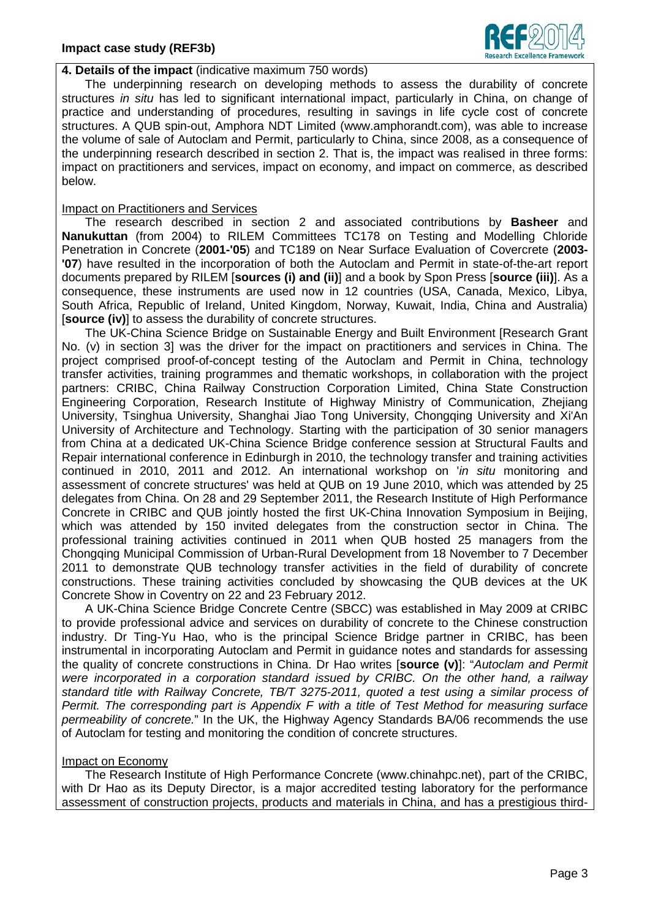## 4. Details of the impact (indicative maximum 750 words)

The underpinning research on developing methods to assess the durability of concrete structures *in situ* has led to significant international impact, particularly in China, on change of practice and understanding of procedures, resulting in savings in life cycle cost of concrete structures. A QUB spin-out, Amphora NDT Limited (www.amphorandt.com), was able to increase the volume of sale of Autoclam and Permit, particularly to China, since 2008, as a consequence of the underpinning research described in section 2. That is, the impact was realised in three forms: impact on practitioners and services, impact on economy, and impact on commerce, as described below.

Impact on Practitioners and Services

The research described in section 2 and associated contributions by **Basheer** and **Nanukuttan** (from 2004) to RILEM Committees TC178 on Testing and Modelling Chloride Penetration in Concrete (**2001-'05**) and TC189 on Near Surface Evaluation of Covercrete (**2003-'07**) have resulted in the incorporation of both the Autoclam and Permit in state-of-the-art report documents prepared by RILEM [**sources (i) and (ii)**] and a book by Spon Press [**source (iii)**]. As a consequence, these instruments are used now in 12 countries (USA, Canada, Mexico, Libya, South Africa, Republic of Ireland, United Kingdom, Norway, Kuwait, India, China and Australia) [**source (iv)**] to assess the durability of concrete structures.

The UK-China Science Bridge on Sustainable Energy and Built Environment [Research Grant No. (v) in section 3] was the driver for the impact on practitioners and services in China. The project comprised proof-of-concept testing of the Autoclam and Permit in China, technology transfer activities, training programmes and thematic workshops, in collaboration with the project partners: CRIBC, China Railway Construction Corporation Limited, China State Construction Engineering Corporation, Research Institute of Highway Ministry of Communication, Zhejiang University, Tsinghua University, Shanghai Jiao Tong University, Chongqing University and Xi'An University of Architecture and Technology. Starting with the participation of 30 senior managers from China at a dedicated UK-China Science Bridge conference session at Structural Faults and Repair international conference in Edinburgh in 2010, the technology transfer and training activities continued in 2010, 2011 and 2012. An international workshop on '*in situ* monitoring and assessment of concrete structures' was held at QUB on 19 June 2010, which was attended by 25 delegates from China. On 28 and 29 September 2011, the Research Institute of High Performance Concrete in CRIBC and QUB jointly hosted the first UK-China Innovation Symposium in Beijing, which was attended by 150 invited delegates from the construction sector in China. The professional training activities continued in 2011 when QUB hosted 25 managers from the Chongqing Municipal Commission of Urban-Rural Development from 18 November to 7 December 2011 to demonstrate QUB technology transfer activities in the field of durability of concrete constructions. These training activities concluded by showcasing the QUB devices at the UK Concrete Show in Coventry on 22 and 23 February 2012.

A UK-China Science Bridge Concrete Centre (SBCC) was established in May 2009 at CRIBC to provide professional advice and services on durability of concrete to the Chinese construction industry. Dr Ting-Yu Hao, who is the principal Science Bridge partner in CRIBC, has been instrumental in incorporating Autoclam and Permit in guidance notes and standards for assessing the quality of concrete constructions in China. Dr Hao writes [**source (v)**]: "*Autoclam and Permit were incorporated in a corporation standard issued by CRIBC. On the other hand, a railway standard title with Railway Concrete, TB/T 3275-2011, quoted a test using a similar process of Permit. The corresponding part is Appendix F with a title of Test Method for measuring surface permeability of concrete.*" In the UK, the Highway Agency Standards BA/06 recommends the use of Autoclam for testing and monitoring the condition of concrete structures.

Impact on Economy

The Research Institute of High Performance Concrete (www.chinahpc.net), part of the CRIBC, with Dr Hao as its Deputy Director, is a major accredited testing laboratory for the performance assessment of construction projects, products and materials in China, and has a prestigious third-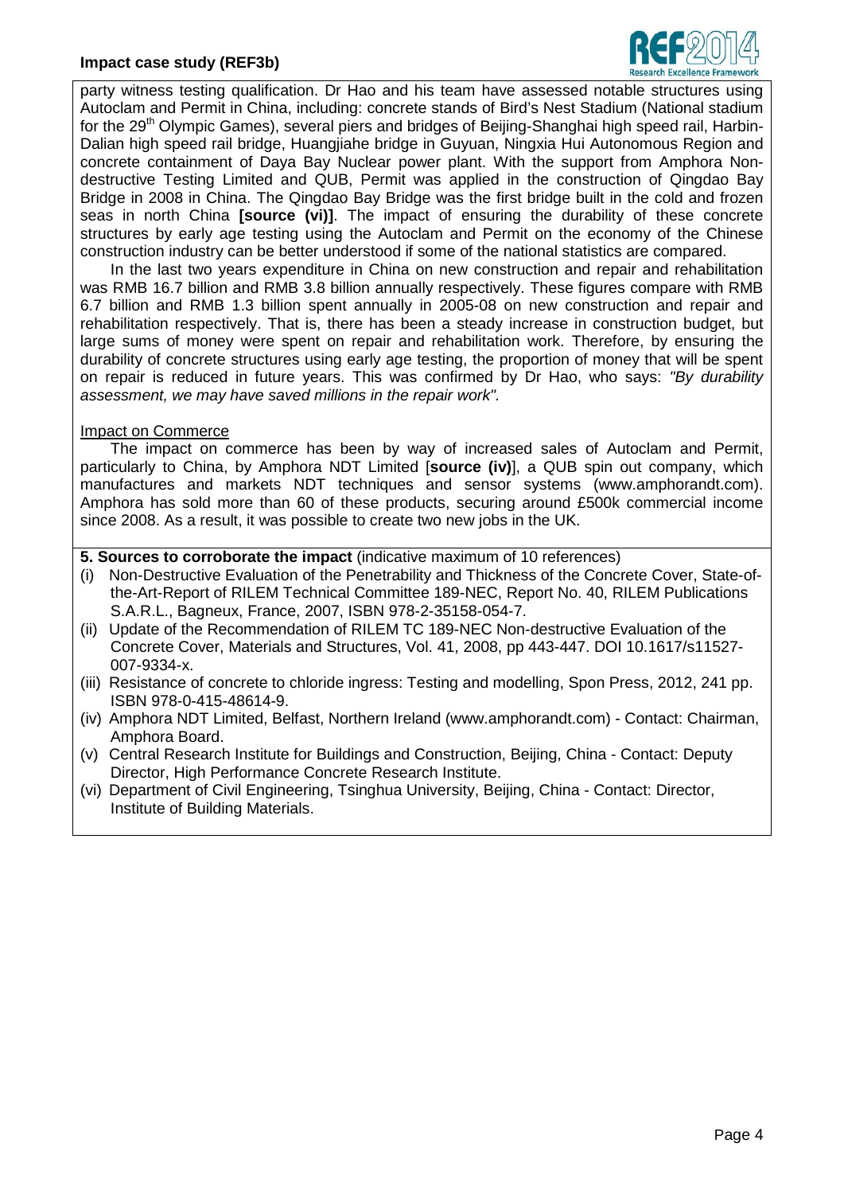party witness testing qualification. Dr Hao and his team have assessed notable structures using Autoclam and Permit in China, including: concrete stands of Bird's Nest Stadium (National stadium for the 29th Olympic Games), several piers and bridges of Beijing-Shanghai high speed rail, Harbin-Dalian high speed rail bridge, Huangjiahe bridge in Guyuan, Ningxia Hui Autonomous Region and concrete containment of Daya Bay Nuclear power plant. With the support from Amphora Non-destructive Testing Limited and QUB, Permit was applied in the construction of Qingdao Bay Bridge in 2008 in China. The Qingdao Bay Bridge was the first bridge built in the cold and frozen seas in north China **[source (vi)]**. The impact of ensuring the durability of these concrete structures by early age testing using the Autoclam and Permit on the economy of the Chinese construction industry can be better understood if some of the national statistics are compared.

In the last two years expenditure in China on new construction and repair and rehabilitation was RMB 16.7 billion and RMB 3.8 billion annually respectively. These figures compare with RMB 6.7 billion and RMB 1.3 billion spent annually in 2005-08 on new construction and repair and rehabilitation respectively. That is, there has been a steady increase in construction budget, but large sums of money were spent on repair and rehabilitation work. Therefore, by ensuring the durability of concrete structures using early age testing, the proportion of money that will be spent on repair is reduced in future years. This was confirmed by Dr Hao, who says: *"By durability assessment, we may have saved millions in the repair work".*

Impact on Commerce

The impact on commerce has been by way of increased sales of Autoclam and Permit, particularly to China, by Amphora NDT Limited [**source (iv)**], a QUB spin out company, which manufactures and markets NDT techniques and sensor systems (www.amphorandt.com). Amphora has sold more than 60 of these products, securing around £500k commercial income since 2008. As a result, it was possible to create two new jobs in the UK.

## 5. Sources to corroborate the impact (indicative maximum of 10 references)

(i) Non-Destructive Evaluation of the Penetrability and Thickness of the Concrete Cover, State-of-the-Art-Report of RILEM Technical Committee 189-NEC, Report No. 40, RILEM Publications S.A.R.L., Bagneux, France, 2007, ISBN 978-2-35158-054-7.

(ii) Update of the Recommendation of RILEM TC 189-NEC Non-destructive Evaluation of the Concrete Cover, Materials and Structures, Vol. 41, 2008, pp 443-447. DOI 10.1617/s11527-007-9334-x.

(iii) Resistance of concrete to chloride ingress: Testing and modelling, Spon Press, 2012, 241 pp. ISBN 978-0-415-48614-9.

(iv) Amphora NDT Limited, Belfast, Northern Ireland (www.amphorandt.com) - Contact: Chairman, Amphora Board.

(v) Central Research Institute for Buildings and Construction, Beijing, China - Contact: Deputy Director, High Performance Concrete Research Institute.

(vi) Department of Civil Engineering, Tsinghua University, Beijing, China - Contact: Director, Institute of Building Materials.